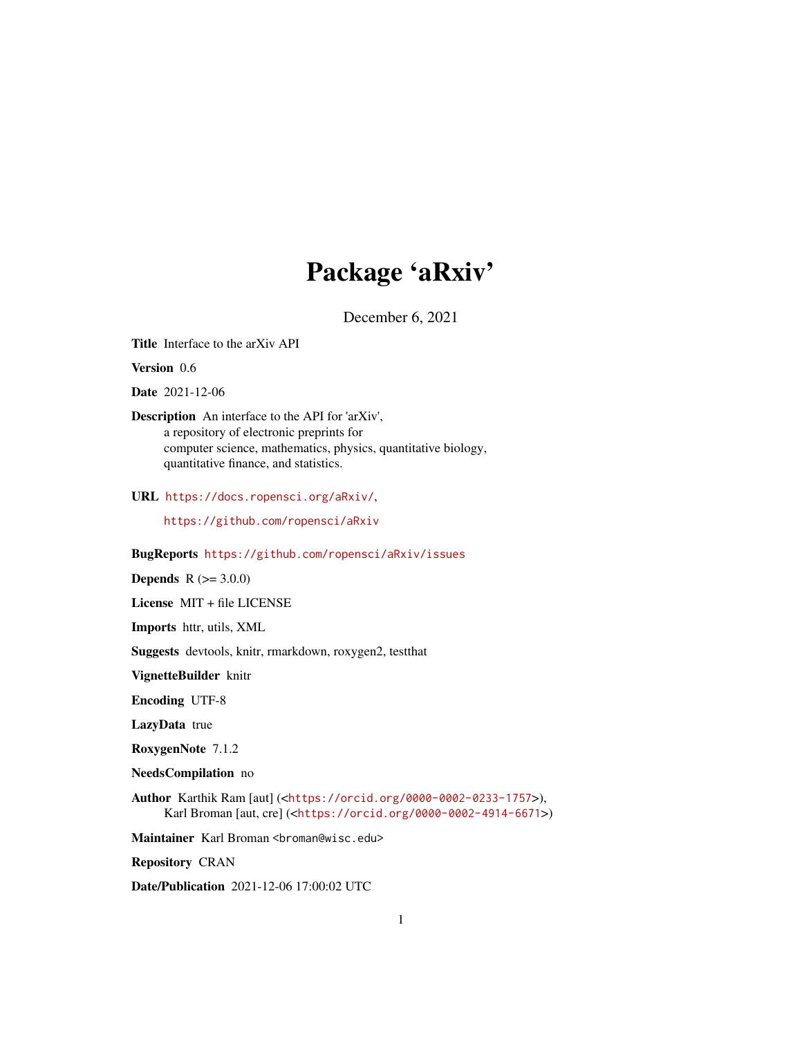# Package 'aRxiv'

December 6, 2021

**Title** Interface to the arXiv API

**Version** 0.6

**Date** 2021-12-06

**Description** An interface to the API for 'arXiv',
a repository of electronic preprints for
computer science, mathematics, physics, quantitative biology,
quantitative finance, and statistics.

**URL** https://docs.ropensci.org/aRxiv/,
https://github.com/ropensci/aRxiv

**BugReports** https://github.com/ropensci/aRxiv/issues

**Depends** R (>= 3.0.0)

**License** MIT + file LICENSE

**Imports** httr, utils, XML

**Suggests** devtools, knitr, rmarkdown, roxygen2, testthat

**VignetteBuilder** knitr

**Encoding** UTF-8

**LazyData** true

**RoxygenNote** 7.1.2

**NeedsCompilation** no

**Author** Karthik Ram [aut] (<https://orcid.org/0000-0002-0233-1757>),
Karl Broman [aut, cre] (<https://orcid.org/0000-0002-4914-6671>)

**Maintainer** Karl Broman <broman@wisc.edu>

**Repository** CRAN

**Date/Publication** 2021-12-06 17:00:02 UTC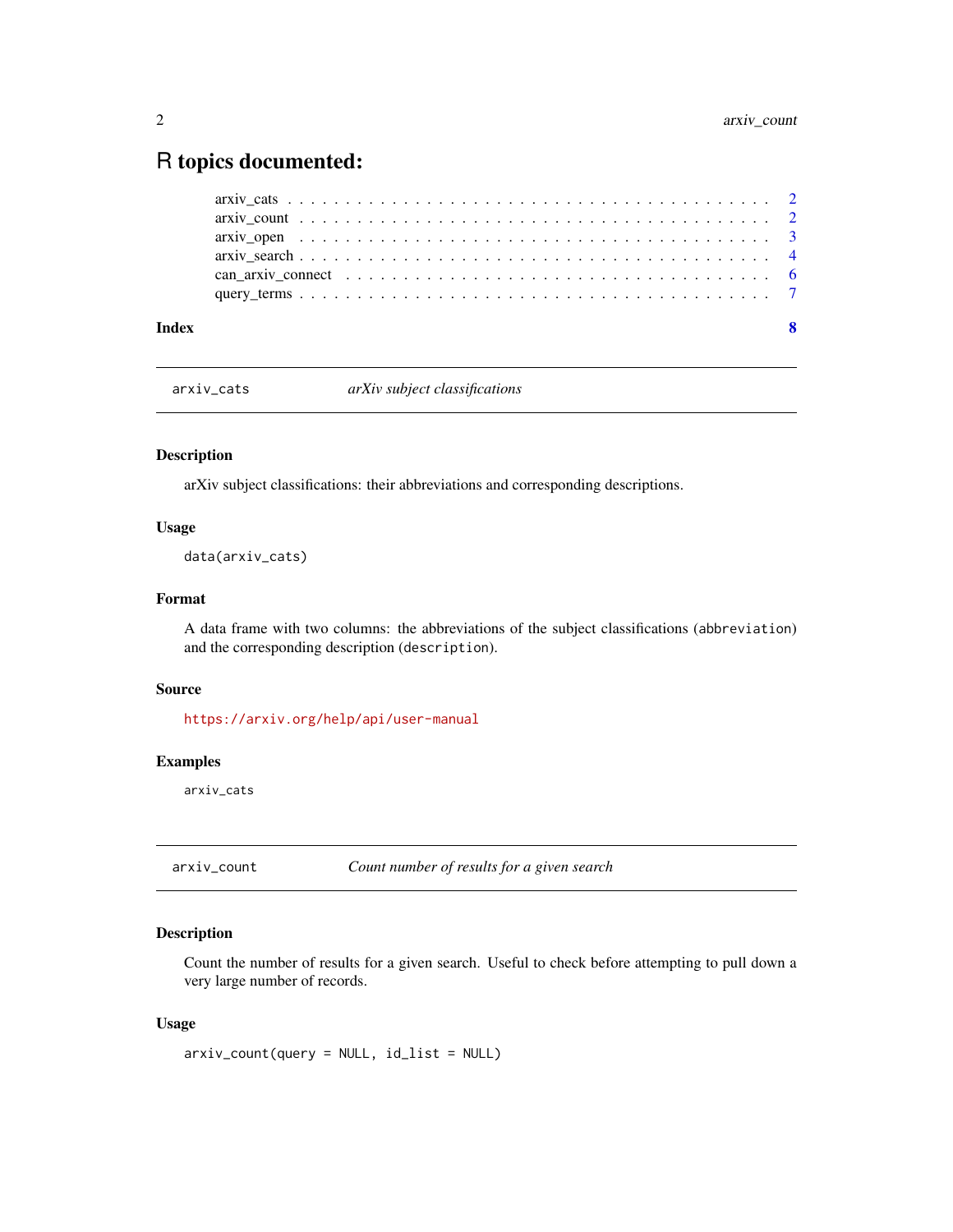# R topics documented:

arxiv_cats . . . . . . . . . . . . . . . . . . . . . . . . . . . . . . . . . . . . . . . . 2
arxiv_count . . . . . . . . . . . . . . . . . . . . . . . . . . . . . . . . . . . . . . . 2
arxiv_open . . . . . . . . . . . . . . . . . . . . . . . . . . . . . . . . . . . . . . . . 3
arxiv_search . . . . . . . . . . . . . . . . . . . . . . . . . . . . . . . . . . . . . . . 4
can_arxiv_connect . . . . . . . . . . . . . . . . . . . . . . . . . . . . . . . . . . . . 6
query_terms . . . . . . . . . . . . . . . . . . . . . . . . . . . . . . . . . . . . . . . 7

**Index** 8

---

## arxiv_cats — *arXiv subject classifications*

### Description

arXiv subject classifications: their abbreviations and corresponding descriptions.

### Usage

```
data(arxiv_cats)
```

### Format

A data frame with two columns: the abbreviations of the subject classifications (`abbreviation`) and the corresponding description (`description`).

### Source

https://arxiv.org/help/api/user-manual

### Examples

```
arxiv_cats
```

---

## arxiv_count — *Count number of results for a given search*

### Description

Count the number of results for a given search. Useful to check before attempting to pull down a very large number of records.

### Usage

```
arxiv_count(query = NULL, id_list = NULL)
```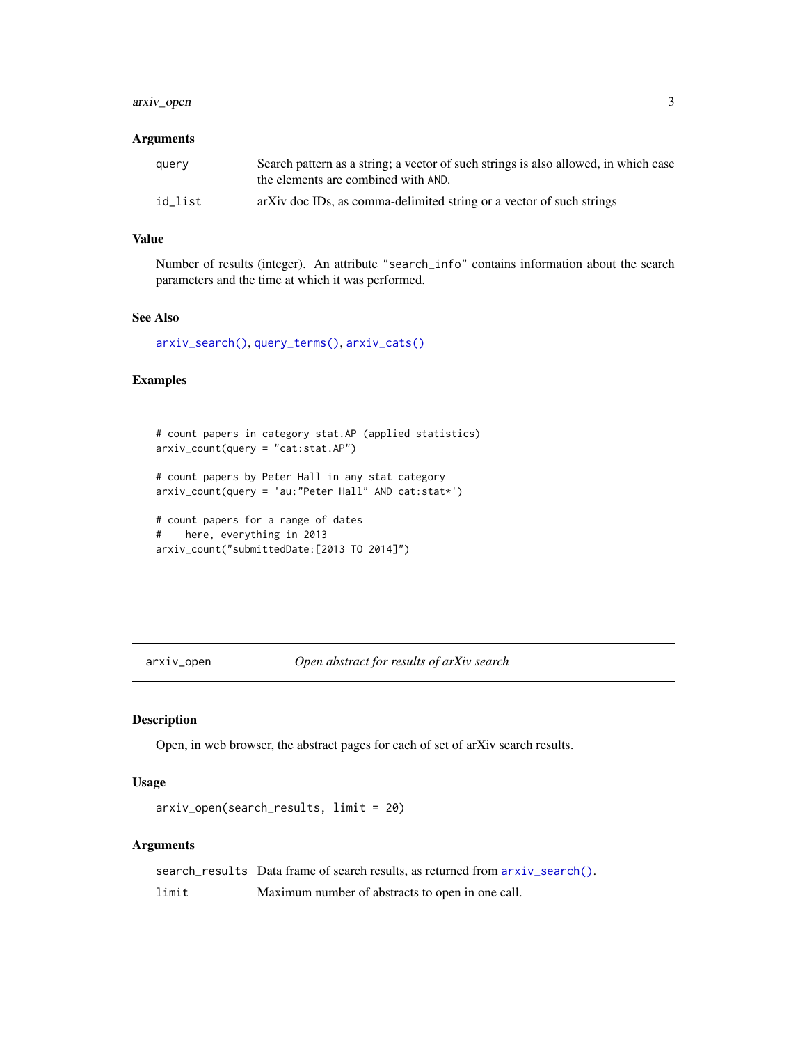### Arguments

| | |
|---|---|
| query | Search pattern as a string; a vector of such strings is also allowed, in which case the elements are combined with AND. |
| id_list | arXiv doc IDs, as comma-delimited string or a vector of such strings |

### Value

Number of results (integer). An attribute "search_info" contains information about the search parameters and the time at which it was performed.

### See Also

arxiv_search(), query_terms(), arxiv_cats()

### Examples

```
# count papers in category stat.AP (applied statistics)
arxiv_count(query = "cat:stat.AP")

# count papers by Peter Hall in any stat category
arxiv_count(query = 'au:"Peter Hall" AND cat:stat*')

# count papers for a range of dates
#    here, everything in 2013
arxiv_count("submittedDate:[2013 TO 2014]")
```

---

## arxiv_open — *Open abstract for results of arXiv search*

### Description

Open, in web browser, the abstract pages for each of set of arXiv search results.

### Usage

```
arxiv_open(search_results, limit = 20)
```

### Arguments

| | |
|---|---|
| search_results | Data frame of search results, as returned from arxiv_search(). |
| limit | Maximum number of abstracts to open in one call. |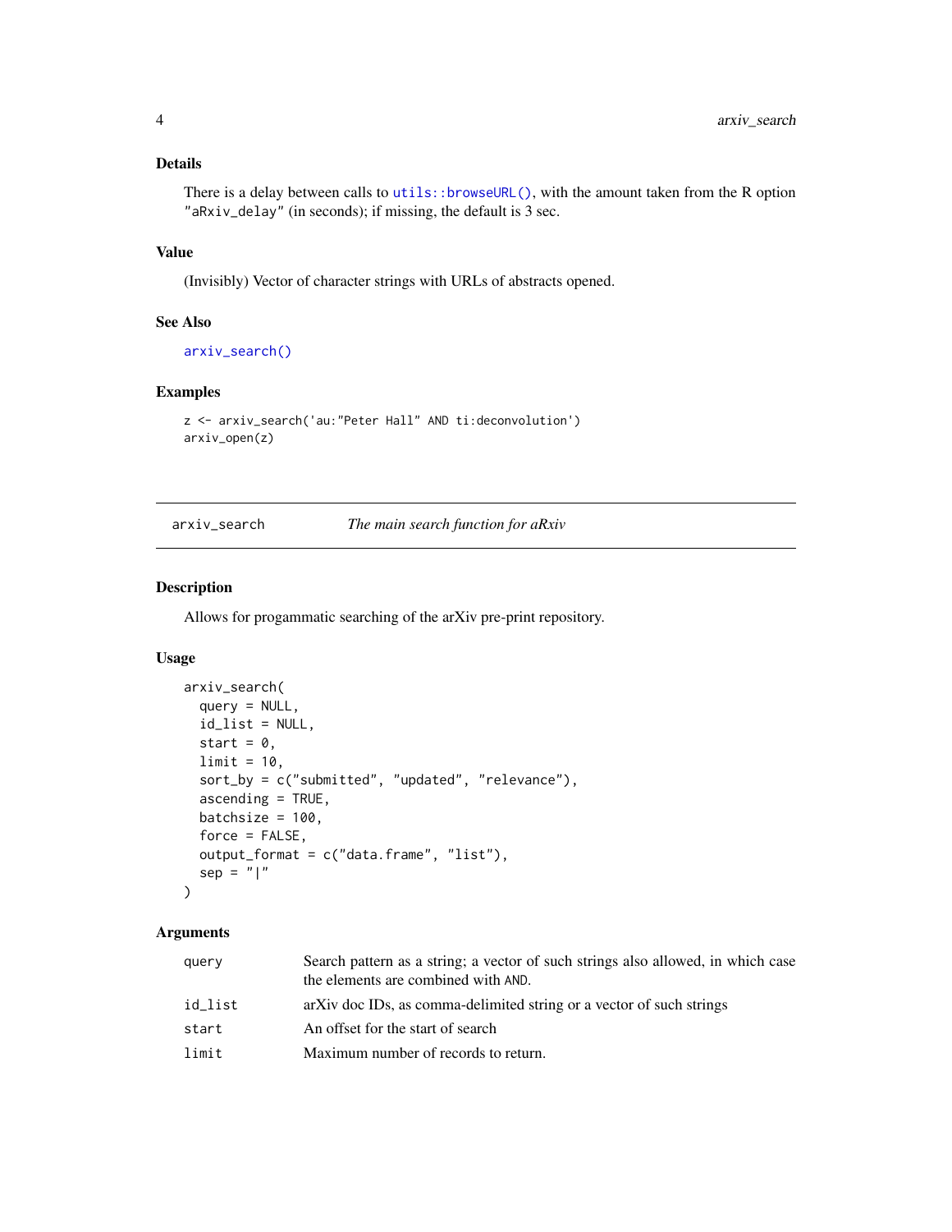### Details

There is a delay between calls to `utils::browseURL()`, with the amount taken from the R option "aRxiv_delay" (in seconds); if missing, the default is 3 sec.

### Value

(Invisibly) Vector of character strings with URLs of abstracts opened.

### See Also

`arxiv_search()`

### Examples

```
z <- arxiv_search('au:"Peter Hall" AND ti:deconvolution')
arxiv_open(z)
```

---

## arxiv_search — *The main search function for aRxiv*

### Description

Allows for progammatic searching of the arXiv pre-print repository.

### Usage

```
arxiv_search(
  query = NULL,
  id_list = NULL,
  start = 0,
  limit = 10,
  sort_by = c("submitted", "updated", "relevance"),
  ascending = TRUE,
  batchsize = 100,
  force = FALSE,
  output_format = c("data.frame", "list"),
  sep = "|"
)
```

### Arguments

| | |
|---|---|
| `query` | Search pattern as a string; a vector of such strings also allowed, in which case the elements are combined with AND. |
| `id_list` | arXiv doc IDs, as comma-delimited string or a vector of such strings |
| `start` | An offset for the start of search |
| `limit` | Maximum number of records to return. |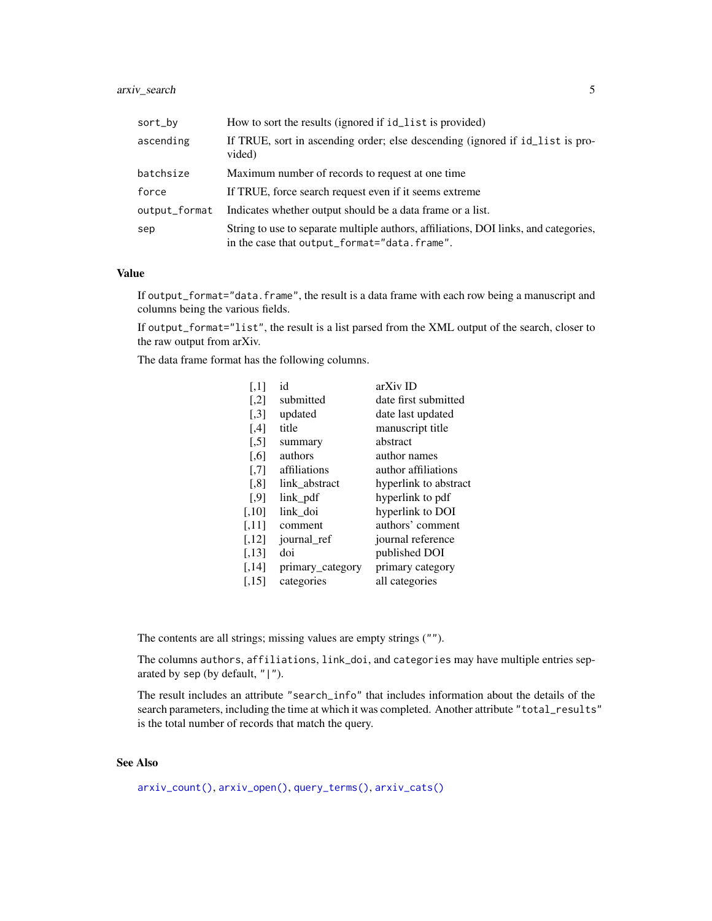| | |
|---|---|
| `sort_by` | How to sort the results (ignored if `id_list` is provided) |
| `ascending` | If TRUE, sort in ascending order; else descending (ignored if `id_list` is provided) |
| `batchsize` | Maximum number of records to request at one time |
| `force` | If TRUE, force search request even if it seems extreme |
| `output_format` | Indicates whether output should be a data frame or a list. |
| `sep` | String to use to separate multiple authors, affiliations, DOI links, and categories, in the case that `output_format="data.frame"`. |

### Value

If `output_format="data.frame"`, the result is a data frame with each row being a manuscript and columns being the various fields.

If `output_format="list"`, the result is a list parsed from the XML output of the search, closer to the raw output from arXiv.

The data frame format has the following columns.

| | | |
|---|---|---|
| [,1] | id | arXiv ID |
| [,2] | submitted | date first submitted |
| [,3] | updated | date last updated |
| [,4] | title | manuscript title |
| [,5] | summary | abstract |
| [,6] | authors | author names |
| [,7] | affiliations | author affiliations |
| [,8] | link_abstract | hyperlink to abstract |
| [,9] | link_pdf | hyperlink to pdf |
| [,10] | link_doi | hyperlink to DOI |
| [,11] | comment | authors' comment |
| [,12] | journal_ref | journal reference |
| [,13] | doi | published DOI |
| [,14] | primary_category | primary category |
| [,15] | categories | all categories |

The contents are all strings; missing values are empty strings (`""`).

The columns `authors`, `affiliations`, `link_doi`, and `categories` may have multiple entries separated by `sep` (by default, `"|"`).

The result includes an attribute `"search_info"` that includes information about the details of the search parameters, including the time at which it was completed. Another attribute `"total_results"` is the total number of records that match the query.

### See Also

`arxiv_count()`, `arxiv_open()`, `query_terms()`, `arxiv_cats()`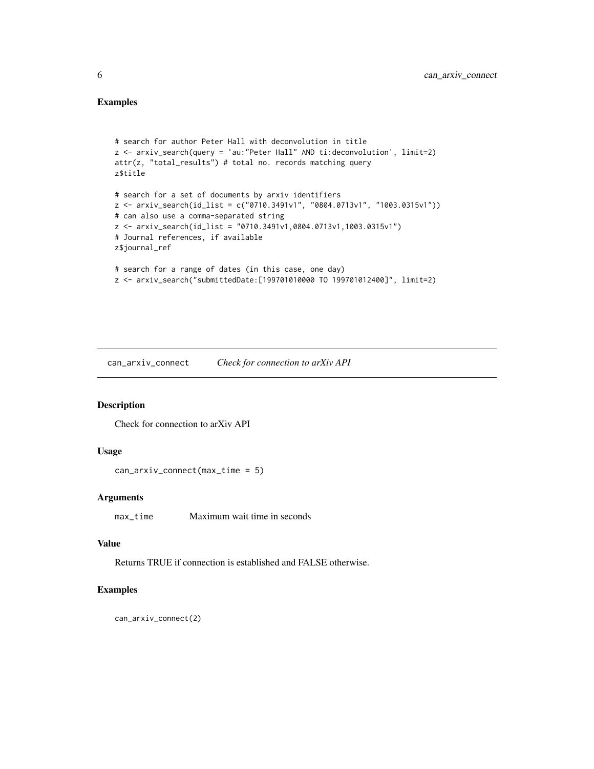## Examples

```
# search for author Peter Hall with deconvolution in title
z <- arxiv_search(query = 'au:"Peter Hall" AND ti:deconvolution', limit=2)
attr(z, "total_results") # total no. records matching query
z$title

# search for a set of documents by arxiv identifiers
z <- arxiv_search(id_list = c("0710.3491v1", "0804.0713v1", "1003.0315v1"))
# can also use a comma-separated string
z <- arxiv_search(id_list = "0710.3491v1,0804.0713v1,1003.0315v1")
# Journal references, if available
z$journal_ref

# search for a range of dates (in this case, one day)
z <- arxiv_search("submittedDate:[199701010000 TO 199701012400]", limit=2)
```

---

# can_arxiv_connect *Check for connection to arXiv API*

## Description

Check for connection to arXiv API

## Usage

```
can_arxiv_connect(max_time = 5)
```

## Arguments

`max_time` Maximum wait time in seconds

## Value

Returns TRUE if connection is established and FALSE otherwise.

## Examples

```
can_arxiv_connect(2)
```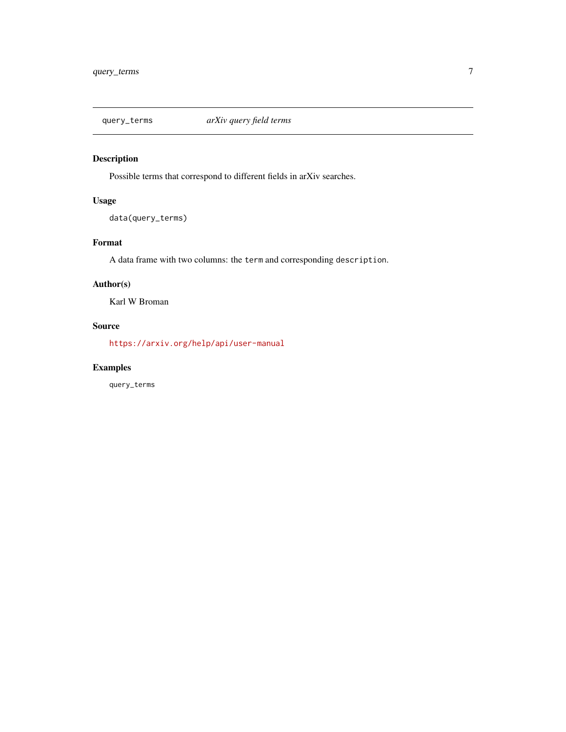`query_terms` *arXiv query field terms*

## Description

Possible terms that correspond to different fields in arXiv searches.

## Usage

```
data(query_terms)
```

## Format

A data frame with two columns: the `term` and corresponding `description`.

## Author(s)

Karl W Broman

## Source

https://arxiv.org/help/api/user-manual

## Examples

```
query_terms
```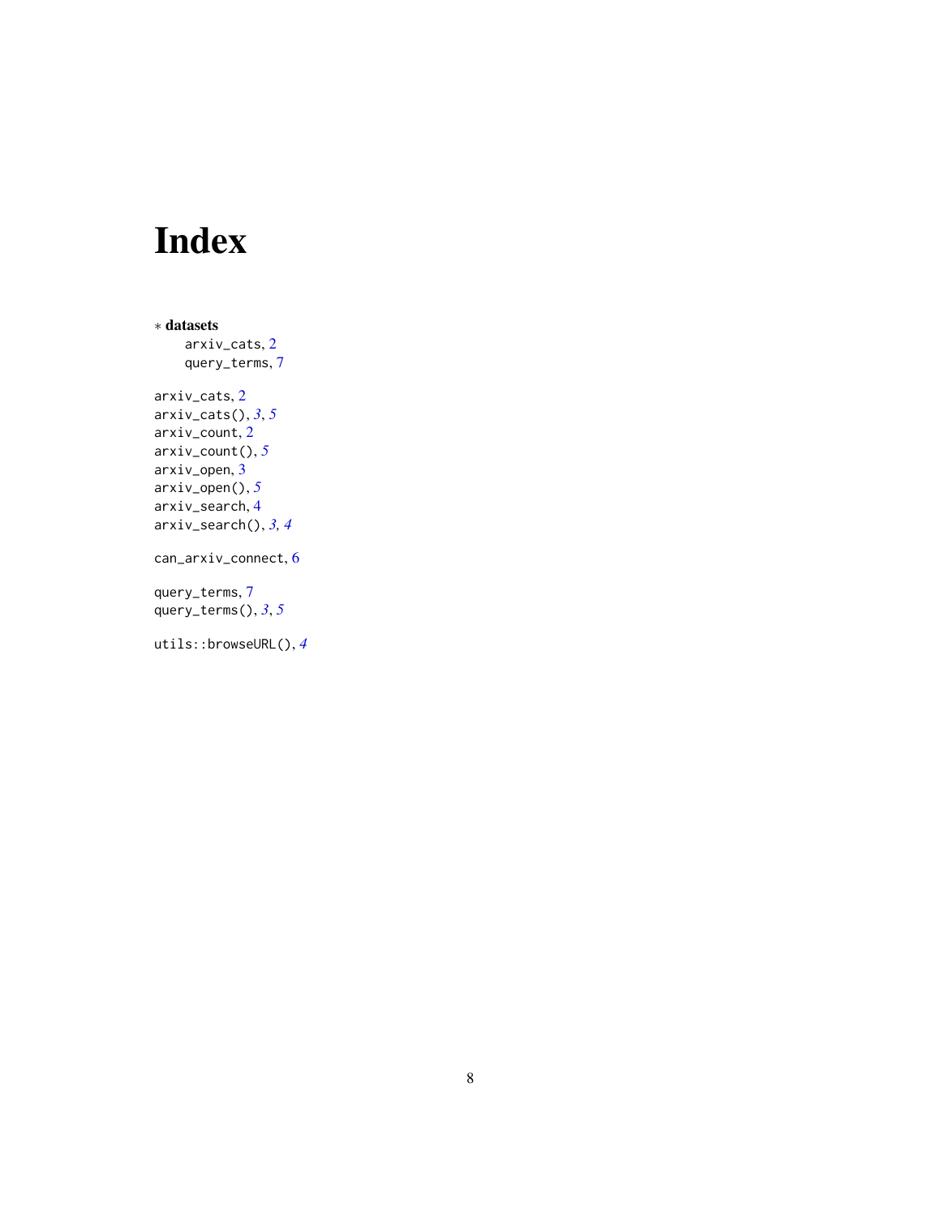# Index

∗ **datasets**
    arxiv_cats, 2
    query_terms, 7

arxiv_cats, 2
arxiv_cats(), *3*, *5*
arxiv_count, 2
arxiv_count(), *5*
arxiv_open, 3
arxiv_open(), *5*
arxiv_search, 4
arxiv_search(), *3, 4*

can_arxiv_connect, 6

query_terms, 7
query_terms(), *3*, *5*

utils::browseURL(), *4*